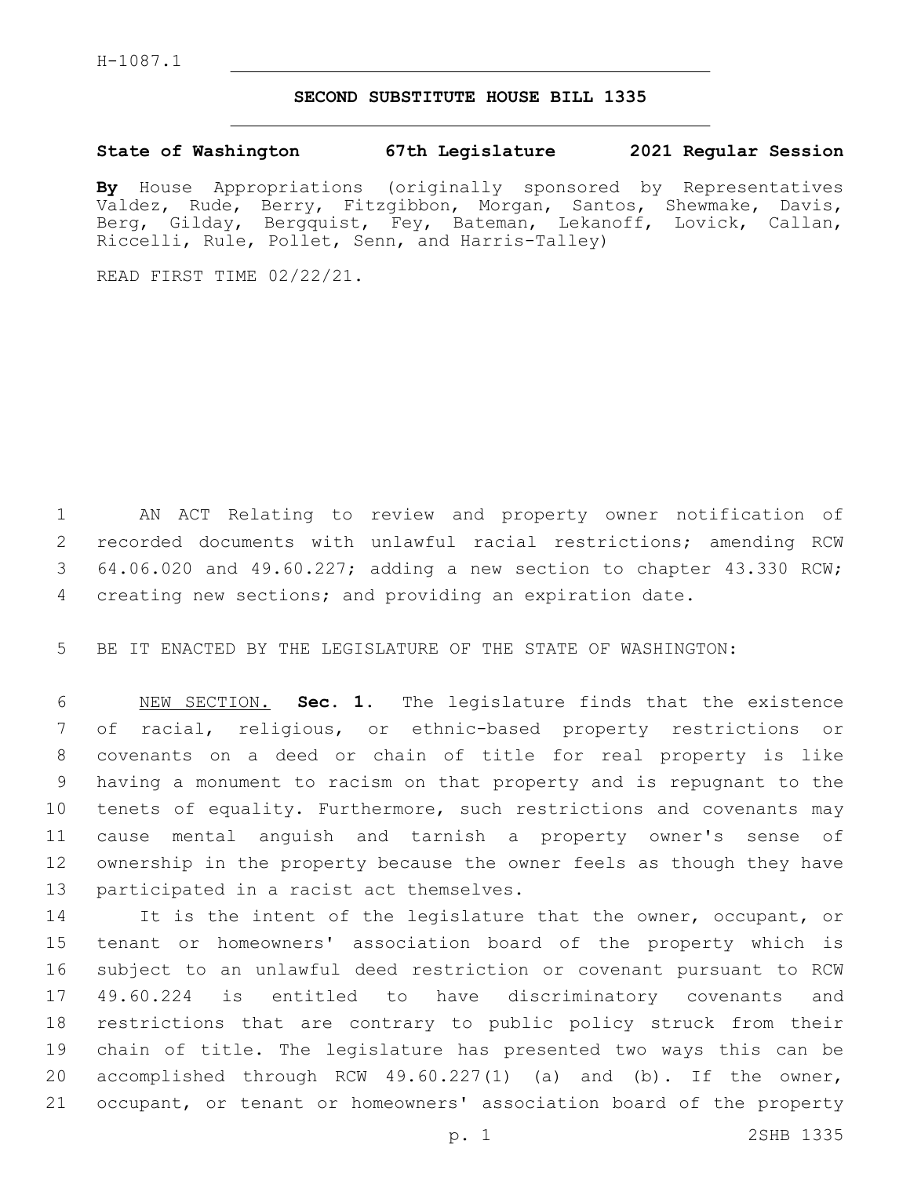H-1087.1

## SECOND SUBSTITUTE HOUSE BILL 1335

**State of Washington 67th Legislature 2021 Regular Session**

**By** House Appropriations (originally sponsored by Representatives Valdez, Rude, Berry, Fitzgibbon, Morgan, Santos, Shewmake, Davis, Berg, Gilday, Bergquist, Fey, Bateman, Lekanoff, Lovick, Callan, Riccelli, Rule, Pollet, Senn, and Harris-Talley)

READ FIRST TIME 02/22/21.

AN ACT Relating to review and property owner notification of recorded documents with unlawful racial restrictions; amending RCW 64.06.020 and 49.60.227; adding a new section to chapter 43.330 RCW; creating new sections; and providing an expiration date.

BE IT ENACTED BY THE LEGISLATURE OF THE STATE OF WASHINGTON:

NEW SECTION. **Sec. 1.** The legislature finds that the existence of racial, religious, or ethnic-based property restrictions or covenants on a deed or chain of title for real property is like having a monument to racism on that property and is repugnant to the tenets of equality. Furthermore, such restrictions and covenants may cause mental anguish and tarnish a property owner's sense of ownership in the property because the owner feels as though they have participated in a racist act themselves.

It is the intent of the legislature that the owner, occupant, or tenant or homeowners' association board of the property which is subject to an unlawful deed restriction or covenant pursuant to RCW 49.60.224 is entitled to have discriminatory covenants and restrictions that are contrary to public policy struck from their chain of title. The legislature has presented two ways this can be accomplished through RCW 49.60.227(1) (a) and (b). If the owner, occupant, or tenant or homeowners' association board of the property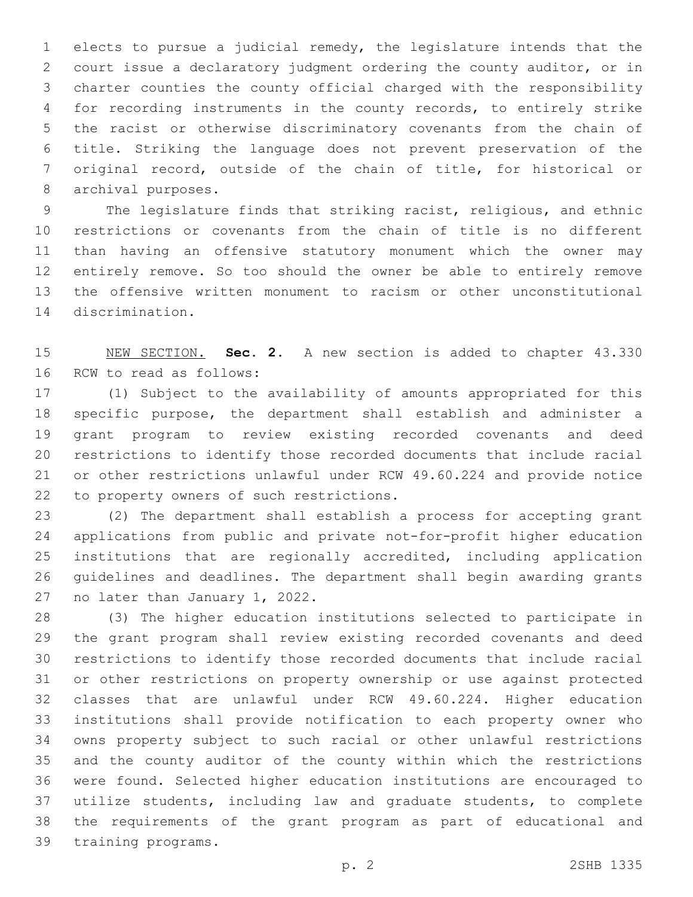elects to pursue a judicial remedy, the legislature intends that the court issue a declaratory judgment ordering the county auditor, or in charter counties the county official charged with the responsibility for recording instruments in the county records, to entirely strike the racist or otherwise discriminatory covenants from the chain of title. Striking the language does not prevent preservation of the original record, outside of the chain of title, for historical or archival purposes.

The legislature finds that striking racist, religious, and ethnic restrictions or covenants from the chain of title is no different than having an offensive statutory monument which the owner may entirely remove. So too should the owner be able to entirely remove the offensive written monument to racism or other unconstitutional discrimination.

NEW SECTION. **Sec. 2.** A new section is added to chapter 43.330 RCW to read as follows:

(1) Subject to the availability of amounts appropriated for this specific purpose, the department shall establish and administer a grant program to review existing recorded covenants and deed restrictions to identify those recorded documents that include racial or other restrictions unlawful under RCW 49.60.224 and provide notice to property owners of such restrictions.

(2) The department shall establish a process for accepting grant applications from public and private not-for-profit higher education institutions that are regionally accredited, including application guidelines and deadlines. The department shall begin awarding grants no later than January 1, 2022.

(3) The higher education institutions selected to participate in the grant program shall review existing recorded covenants and deed restrictions to identify those recorded documents that include racial or other restrictions on property ownership or use against protected classes that are unlawful under RCW 49.60.224. Higher education institutions shall provide notification to each property owner who owns property subject to such racial or other unlawful restrictions and the county auditor of the county within which the restrictions were found. Selected higher education institutions are encouraged to utilize students, including law and graduate students, to complete the requirements of the grant program as part of educational and training programs.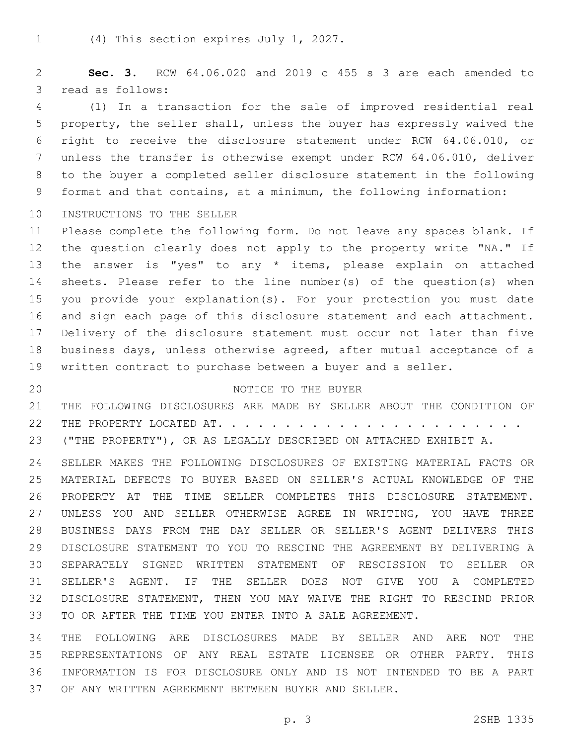(4) This section expires July 1, 2027.

**Sec. 3.** RCW 64.06.020 and 2019 c 455 s 3 are each amended to read as follows:

(1) In a transaction for the sale of improved residential real property, the seller shall, unless the buyer has expressly waived the right to receive the disclosure statement under RCW 64.06.010, or unless the transfer is otherwise exempt under RCW 64.06.010, deliver to the buyer a completed seller disclosure statement in the following format and that contains, at a minimum, the following information:

INSTRUCTIONS TO THE SELLER

Please complete the following form. Do not leave any spaces blank. If the question clearly does not apply to the property write "NA." If the answer is "yes" to any * items, please explain on attached sheets. Please refer to the line number(s) of the question(s) when you provide your explanation(s). For your protection you must date and sign each page of this disclosure statement and each attachment. Delivery of the disclosure statement must occur not later than five business days, unless otherwise agreed, after mutual acceptance of a written contract to purchase between a buyer and a seller.

NOTICE TO THE BUYER

THE FOLLOWING DISCLOSURES ARE MADE BY SELLER ABOUT THE CONDITION OF THE PROPERTY LOCATED AT. . . . . . . . . . . . . . . . . . . . . . . ("THE PROPERTY"), OR AS LEGALLY DESCRIBED ON ATTACHED EXHIBIT A.

SELLER MAKES THE FOLLOWING DISCLOSURES OF EXISTING MATERIAL FACTS OR MATERIAL DEFECTS TO BUYER BASED ON SELLER'S ACTUAL KNOWLEDGE OF THE PROPERTY AT THE TIME SELLER COMPLETES THIS DISCLOSURE STATEMENT. UNLESS YOU AND SELLER OTHERWISE AGREE IN WRITING, YOU HAVE THREE BUSINESS DAYS FROM THE DAY SELLER OR SELLER'S AGENT DELIVERS THIS DISCLOSURE STATEMENT TO YOU TO RESCIND THE AGREEMENT BY DELIVERING A SEPARATELY SIGNED WRITTEN STATEMENT OF RESCISSION TO SELLER OR SELLER'S AGENT. IF THE SELLER DOES NOT GIVE YOU A COMPLETED DISCLOSURE STATEMENT, THEN YOU MAY WAIVE THE RIGHT TO RESCIND PRIOR TO OR AFTER THE TIME YOU ENTER INTO A SALE AGREEMENT.

THE FOLLOWING ARE DISCLOSURES MADE BY SELLER AND ARE NOT THE REPRESENTATIONS OF ANY REAL ESTATE LICENSEE OR OTHER PARTY. THIS INFORMATION IS FOR DISCLOSURE ONLY AND IS NOT INTENDED TO BE A PART OF ANY WRITTEN AGREEMENT BETWEEN BUYER AND SELLER.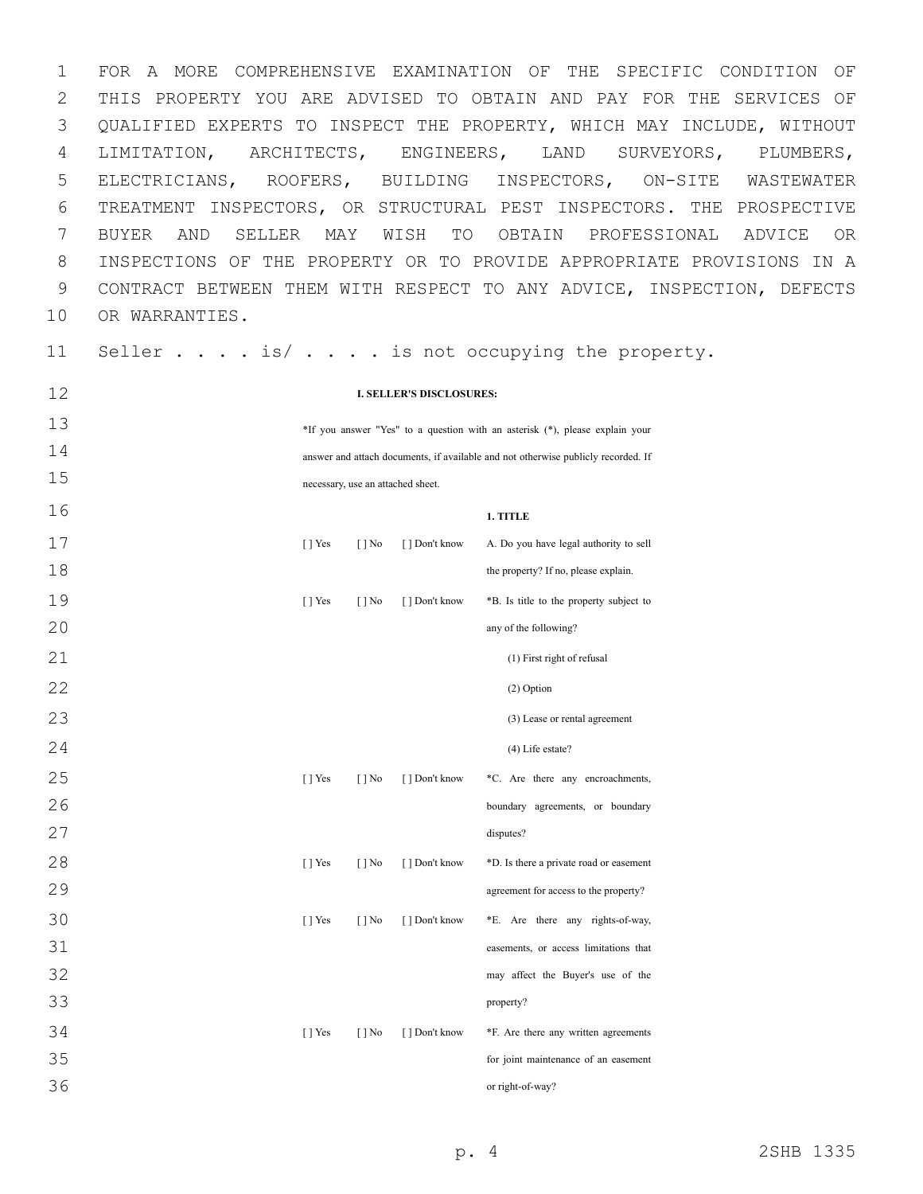FOR A MORE COMPREHENSIVE EXAMINATION OF THE SPECIFIC CONDITION OF THIS PROPERTY YOU ARE ADVISED TO OBTAIN AND PAY FOR THE SERVICES OF QUALIFIED EXPERTS TO INSPECT THE PROPERTY, WHICH MAY INCLUDE, WITHOUT LIMITATION, ARCHITECTS, ENGINEERS, LAND SURVEYORS, PLUMBERS, ELECTRICIANS, ROOFERS, BUILDING INSPECTORS, ON-SITE WASTEWATER TREATMENT INSPECTORS, OR STRUCTURAL PEST INSPECTORS. THE PROSPECTIVE BUYER AND SELLER MAY WISH TO OBTAIN PROFESSIONAL ADVICE OR INSPECTIONS OF THE PROPERTY OR TO PROVIDE APPROPRIATE PROVISIONS IN A CONTRACT BETWEEN THEM WITH RESPECT TO ANY ADVICE, INSPECTION, DEFECTS OR WARRANTIES.

Seller . . . . is/ . . . . is not occupying the property.

**I. SELLER'S DISCLOSURES:**

*If you answer "Yes" to a question with an asterisk (*), please explain your answer and attach documents, if available and not otherwise publicly recorded. If necessary, use an attached sheet.

**1. TITLE**

| | | | |
|---|---|---|---|
| [ ] Yes | [ ] No | [ ] Don't know | A. Do you have legal authority to sell the property? If no, please explain. |
| [ ] Yes | [ ] No | [ ] Don't know | *B. Is title to the property subject to any of the following?<br>(1) First right of refusal<br>(2) Option<br>(3) Lease or rental agreement<br>(4) Life estate? |
| [ ] Yes | [ ] No | [ ] Don't know | *C. Are there any encroachments, boundary agreements, or boundary disputes? |
| [ ] Yes | [ ] No | [ ] Don't know | *D. Is there a private road or easement agreement for access to the property? |
| [ ] Yes | [ ] No | [ ] Don't know | *E. Are there any rights-of-way, easements, or access limitations that may affect the Buyer's use of the property? |
| [ ] Yes | [ ] No | [ ] Don't know | *F. Are there any written agreements for joint maintenance of an easement or right-of-way? |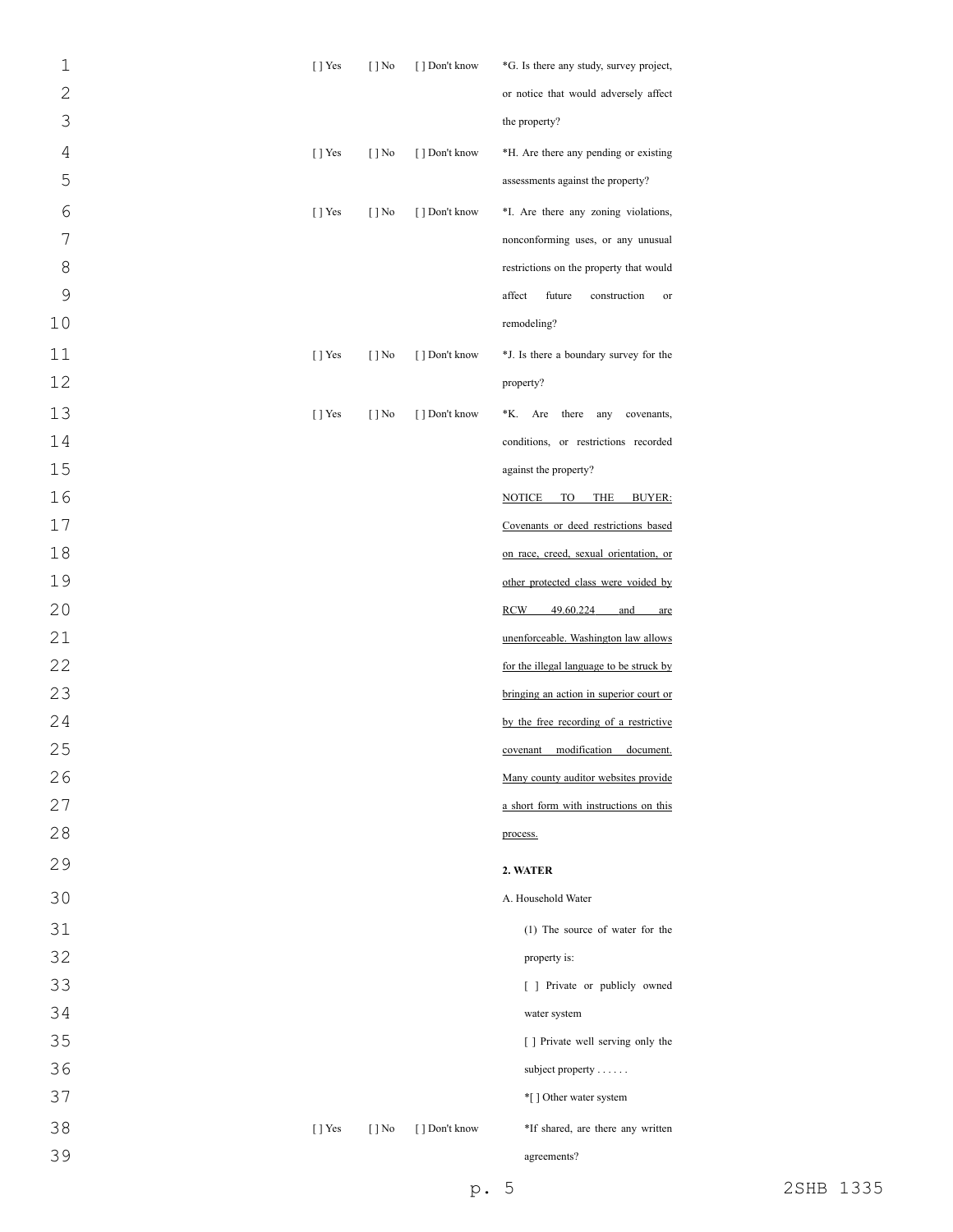| | | | |
|---|---|---|---|
| [ ] Yes | [ ] No | [ ] Don't know | *G. Is there any study, survey project, or notice that would adversely affect the property? |
| [ ] Yes | [ ] No | [ ] Don't know | *H. Are there any pending or existing assessments against the property? |
| [ ] Yes | [ ] No | [ ] Don't know | *I. Are there any zoning violations, nonconforming uses, or any unusual restrictions on the property that would affect future construction or remodeling? |
| [ ] Yes | [ ] No | [ ] Don't know | *J. Is there a boundary survey for the property? |
| [ ] Yes | [ ] No | [ ] Don't know | *K. Are there any covenants, conditions, or restrictions recorded against the property? |
| | | | <u>NOTICE TO THE BUYER: Covenants or deed restrictions based on race, creed, sexual orientation, or other protected class were voided by RCW 49.60.224 and are unenforceable. Washington law allows for the illegal language to be struck by bringing an action in superior court or by the free recording of a restrictive covenant modification document. Many county auditor websites provide a short form with instructions on this process.</u> |

**2. WATER**

A. Household Water

(1) The source of water for the property is:

[ ] Private or publicly owned water system

[ ] Private well serving only the subject property . . . . . .

*[ ] Other water system

| | | | |
|---|---|---|---|
| [ ] Yes | [ ] No | [ ] Don't know | *If shared, are there any written agreements? |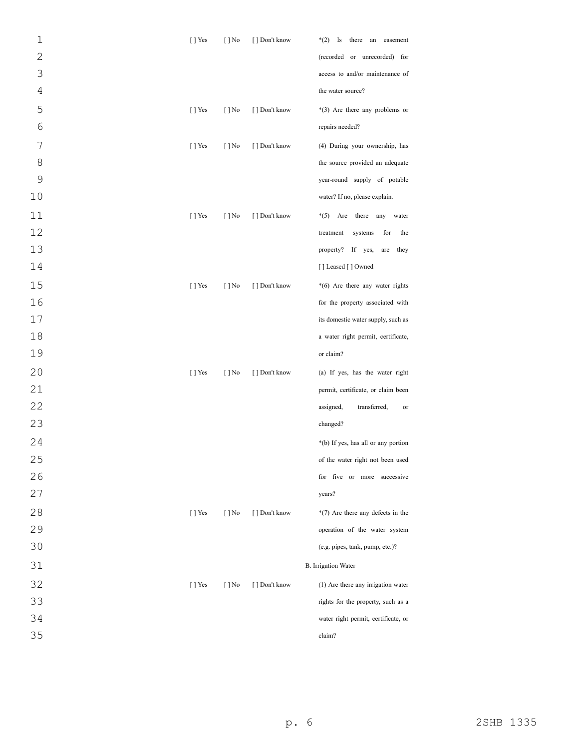| | | | |
|---|---|---|---|
| [ ] Yes | [ ] No | [ ] Don't know | *(2) Is there an easement (recorded or unrecorded) for access to and/or maintenance of the water source? |
| [ ] Yes | [ ] No | [ ] Don't know | *(3) Are there any problems or repairs needed? |
| [ ] Yes | [ ] No | [ ] Don't know | (4) During your ownership, has the source provided an adequate year-round supply of potable water? If no, please explain. |
| [ ] Yes | [ ] No | [ ] Don't know | *(5) Are there any water treatment systems for the property? If yes, are they [ ] Leased [ ] Owned |
| [ ] Yes | [ ] No | [ ] Don't know | *(6) Are there any water rights for the property associated with its domestic water supply, such as a water right permit, certificate, or claim? |
| [ ] Yes | [ ] No | [ ] Don't know | (a) If yes, has the water right permit, certificate, or claim been assigned, transferred, or changed? |
| | | | *(b) If yes, has all or any portion of the water right not been used for five or more successive years? |
| [ ] Yes | [ ] No | [ ] Don't know | *(7) Are there any defects in the operation of the water system (e.g. pipes, tank, pump, etc.)? |
| | | | B. Irrigation Water |
| [ ] Yes | [ ] No | [ ] Don't know | (1) Are there any irrigation water rights for the property, such as a water right permit, certificate, or claim? |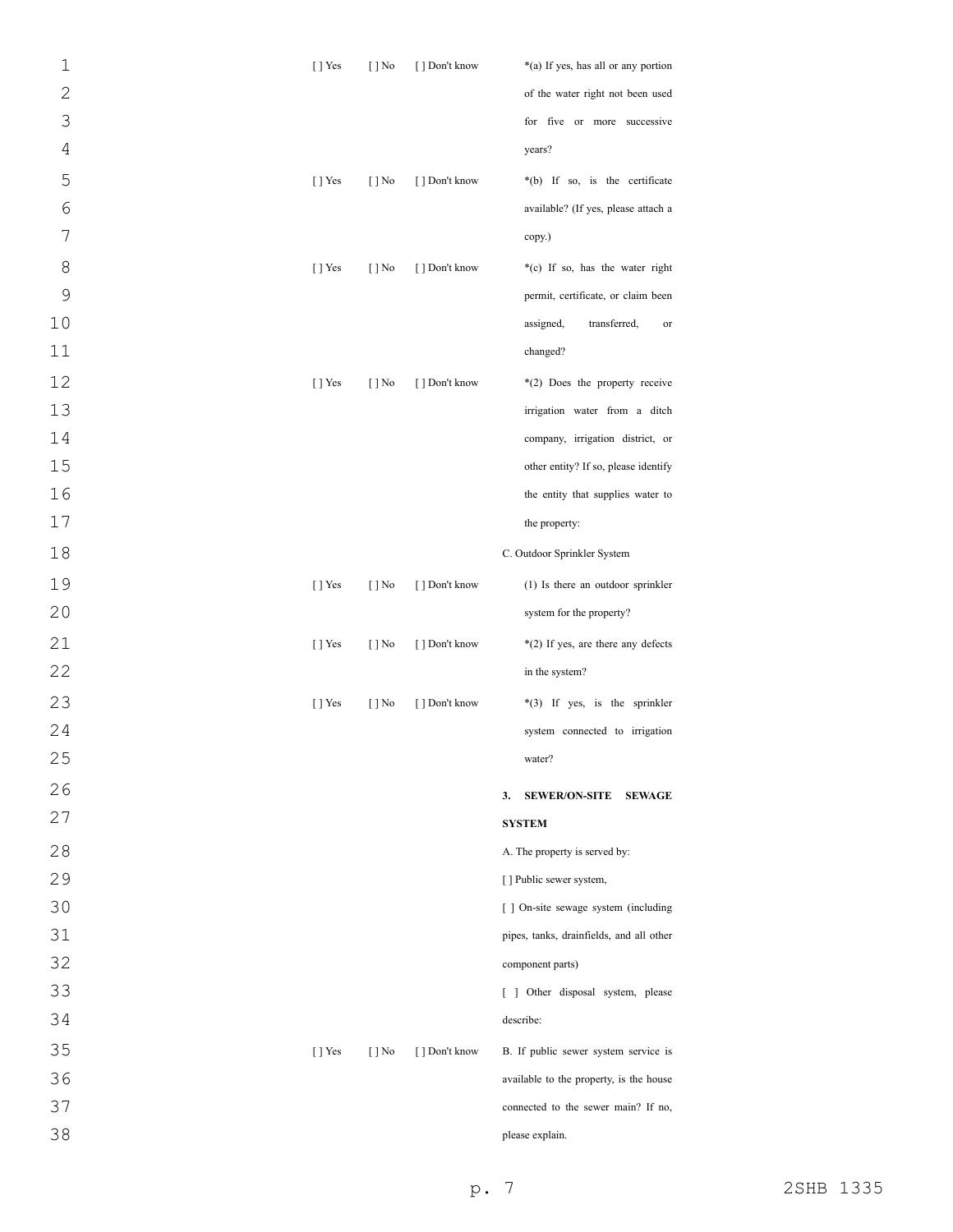| | | | |
|---|---|---|---|
| [ ] Yes | [ ] No | [ ] Don't know | *(a) If yes, has all or any portion of the water right not been used for five or more successive years? |
| [ ] Yes | [ ] No | [ ] Don't know | *(b) If so, is the certificate available? (If yes, please attach a copy.) |
| [ ] Yes | [ ] No | [ ] Don't know | *(c) If so, has the water right permit, certificate, or claim been assigned, transferred, or changed? |
| [ ] Yes | [ ] No | [ ] Don't know | *(2) Does the property receive irrigation water from a ditch company, irrigation district, or other entity? If so, please identify the entity that supplies water to the property: |
| | | | C. Outdoor Sprinkler System |
| [ ] Yes | [ ] No | [ ] Don't know | (1) Is there an outdoor sprinkler system for the property? |
| [ ] Yes | [ ] No | [ ] Don't know | *(2) If yes, are there any defects in the system? |
| [ ] Yes | [ ] No | [ ] Don't know | *(3) If yes, is the sprinkler system connected to irrigation water? |
| | | | **3. SEWER/ON-SITE SEWAGE SYSTEM** |
| | | | A. The property is served by: [ ] Public sewer system, [ ] On-site sewage system (including pipes, tanks, drainfields, and all other component parts) [ ] Other disposal system, please describe: |
| [ ] Yes | [ ] No | [ ] Don't know | B. If public sewer system service is available to the property, is the house connected to the sewer main? If no, please explain. |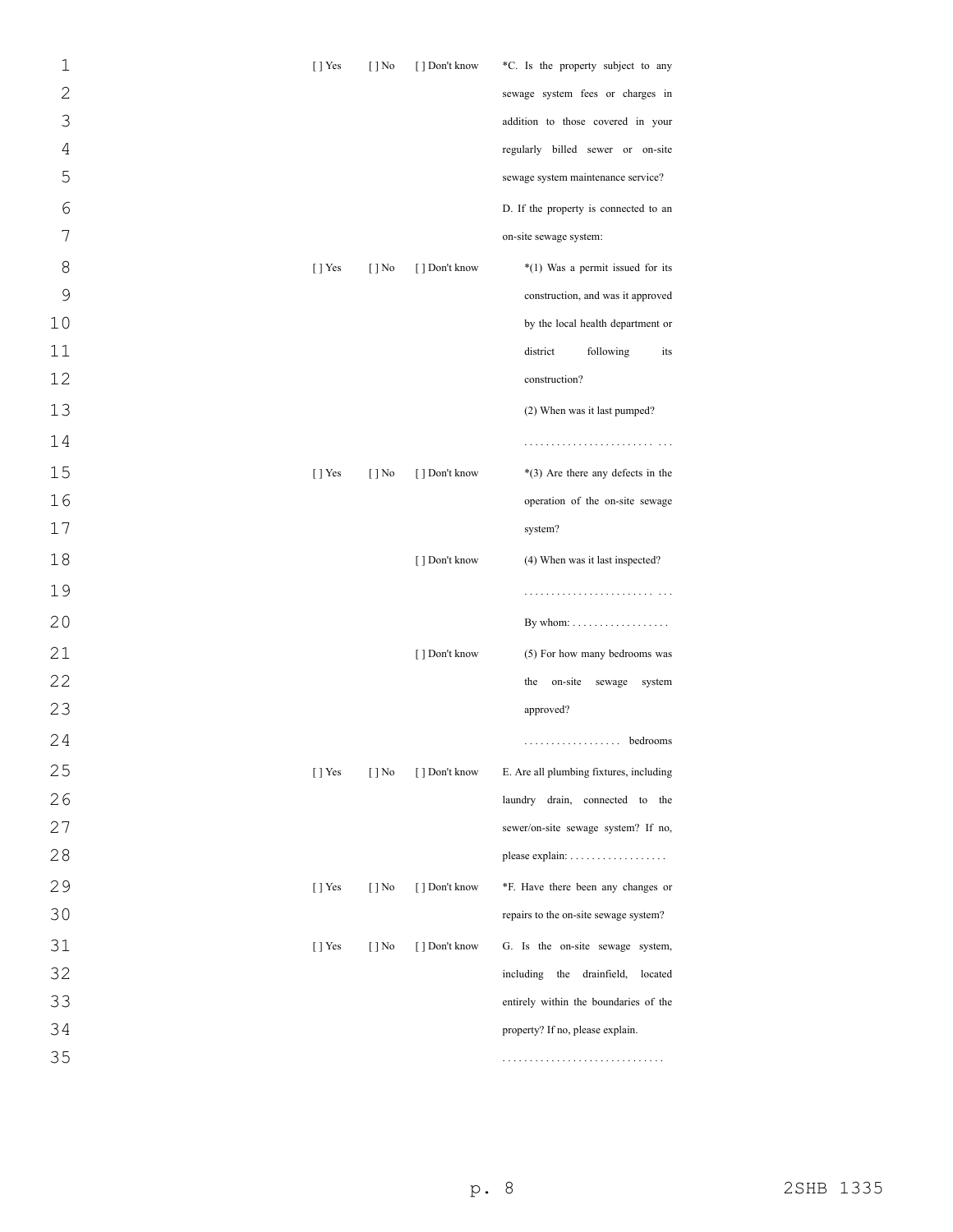[ ] Yes [ ] No [ ] Don't know *C. Is the property subject to any sewage system fees or charges in addition to those covered in your regularly billed sewer or on-site sewage system maintenance service?

D. If the property is connected to an on-site sewage system:

[ ] Yes [ ] No [ ] Don't know *(1) Was a permit issued for its construction, and was it approved by the local health department or district following its construction?

(2) When was it last pumped?

.........................

[ ] Yes [ ] No [ ] Don't know *(3) Are there any defects in the operation of the on-site sewage system?

[ ] Don't know (4) When was it last inspected?

.........................

By whom: ..................

[ ] Don't know (5) For how many bedrooms was the on-site sewage system approved?

.................. bedrooms

[ ] Yes [ ] No [ ] Don't know E. Are all plumbing fixtures, including laundry drain, connected to the sewer/on-site sewage system? If no, please explain: ..................

[ ] Yes [ ] No [ ] Don't know *F. Have there been any changes or repairs to the on-site sewage system?

[ ] Yes [ ] No [ ] Don't know G. Is the on-site sewage system, including the drainfield, located entirely within the boundaries of the property? If no, please explain.

..............................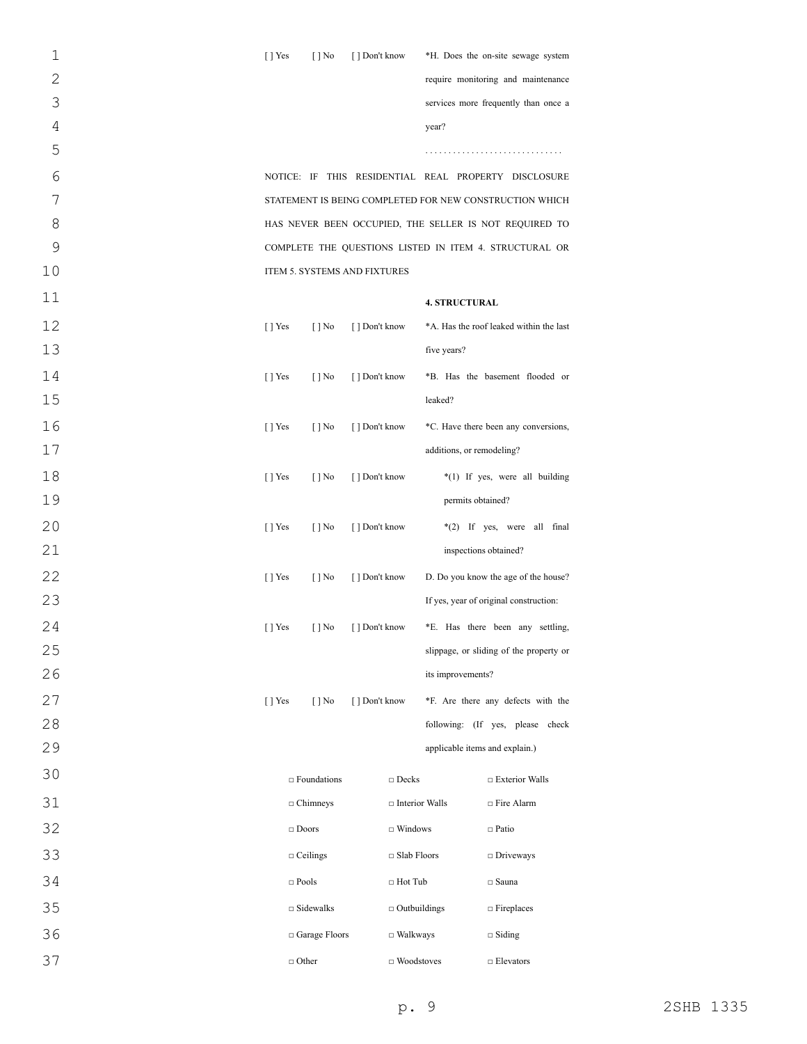[ ] Yes [ ] No [ ] Don't know *H. Does the on-site sewage system require monitoring and maintenance services more frequently than once a year?

. . . . . . . . . . . . . . . . . . . . . . . . . . . . . .

NOTICE: IF THIS RESIDENTIAL REAL PROPERTY DISCLOSURE STATEMENT IS BEING COMPLETED FOR NEW CONSTRUCTION WHICH HAS NEVER BEEN OCCUPIED, THE SELLER IS NOT REQUIRED TO COMPLETE THE QUESTIONS LISTED IN ITEM 4. STRUCTURAL OR ITEM 5. SYSTEMS AND FIXTURES

**4. STRUCTURAL**

[ ] Yes [ ] No [ ] Don't know *A. Has the roof leaked within the last five years?

[ ] Yes [ ] No [ ] Don't know *B. Has the basement flooded or leaked?

[ ] Yes [ ] No [ ] Don't know *C. Have there been any conversions, additions, or remodeling?

[ ] Yes [ ] No [ ] Don't know *(1) If yes, were all building permits obtained?

[ ] Yes [ ] No [ ] Don't know *(2) If yes, were all final inspections obtained?

[ ] Yes [ ] No [ ] Don't know D. Do you know the age of the house? If yes, year of original construction:

[ ] Yes [ ] No [ ] Don't know *E. Has there been any settling, slippage, or sliding of the property or its improvements?

[ ] Yes [ ] No [ ] Don't know *F. Are there any defects with the following: (If yes, please check applicable items and explain.)

| | | |
|---|---|---|
| □ Foundations | □ Decks | □ Exterior Walls |
| □ Chimneys | □ Interior Walls | □ Fire Alarm |
| □ Doors | □ Windows | □ Patio |
| □ Ceilings | □ Slab Floors | □ Driveways |
| □ Pools | □ Hot Tub | □ Sauna |
| □ Sidewalks | □ Outbuildings | □ Fireplaces |
| □ Garage Floors | □ Walkways | □ Siding |
| □ Other | □ Woodstoves | □ Elevators |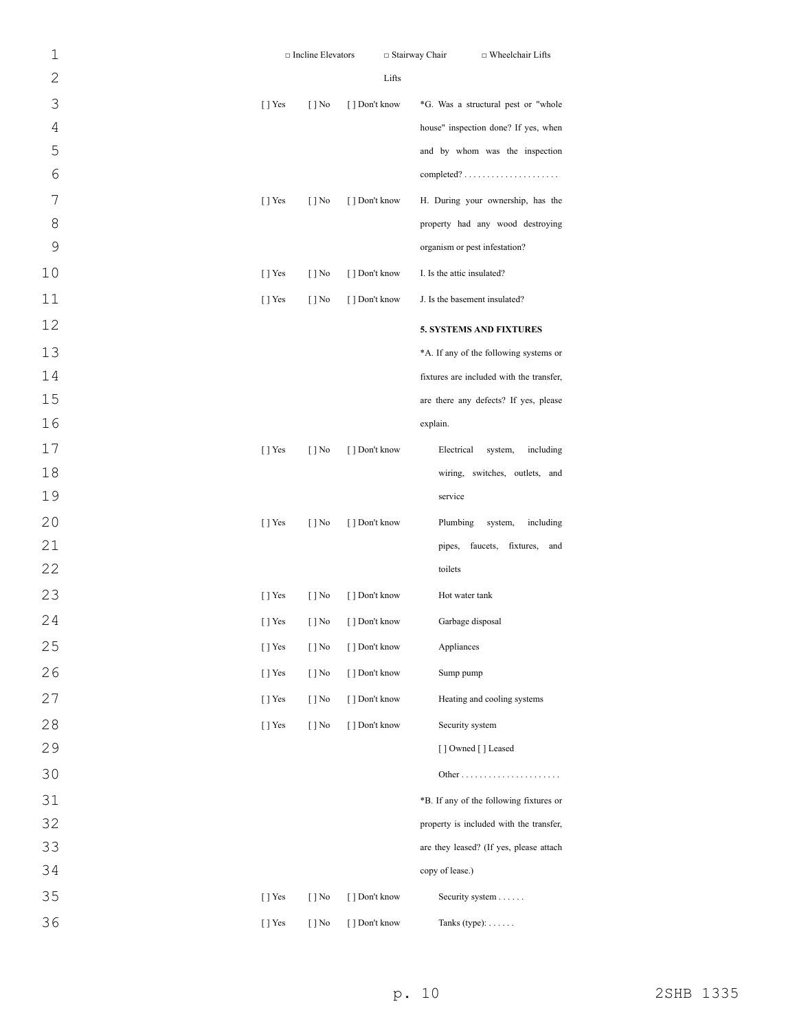□ Incline Elevators □ Stairway Chair Lifts □ Wheelchair Lifts

[ ] Yes [ ] No [ ] Don't know *G. Was a structural pest or "whole house" inspection done? If yes, when and by whom was the inspection completed? . . . . . . . . . . . . . . . . . . . . .

[ ] Yes [ ] No [ ] Don't know H. During your ownership, has the property had any wood destroying organism or pest infestation?

[ ] Yes [ ] No [ ] Don't know I. Is the attic insulated?

[ ] Yes [ ] No [ ] Don't know J. Is the basement insulated?

**5. SYSTEMS AND FIXTURES**

*A. If any of the following systems or fixtures are included with the transfer, are there any defects? If yes, please explain.

[ ] Yes [ ] No [ ] Don't know Electrical system, including wiring, switches, outlets, and service

[ ] Yes [ ] No [ ] Don't know Plumbing system, including pipes, faucets, fixtures, and toilets

[ ] Yes [ ] No [ ] Don't know Hot water tank

[ ] Yes [ ] No [ ] Don't know Garbage disposal

[ ] Yes [ ] No [ ] Don't know Appliances

[ ] Yes [ ] No [ ] Don't know Sump pump

[ ] Yes [ ] No [ ] Don't know Heating and cooling systems

[ ] Yes [ ] No [ ] Don't know Security system

[ ] Owned [ ] Leased

Other . . . . . . . . . . . . . . . . . . . . . .

*B. If any of the following fixtures or property is included with the transfer, are they leased? (If yes, please attach copy of lease.)

[ ] Yes [ ] No [ ] Don't know Security system . . . . . .

[ ] Yes [ ] No [ ] Don't know Tanks (type): . . . . . .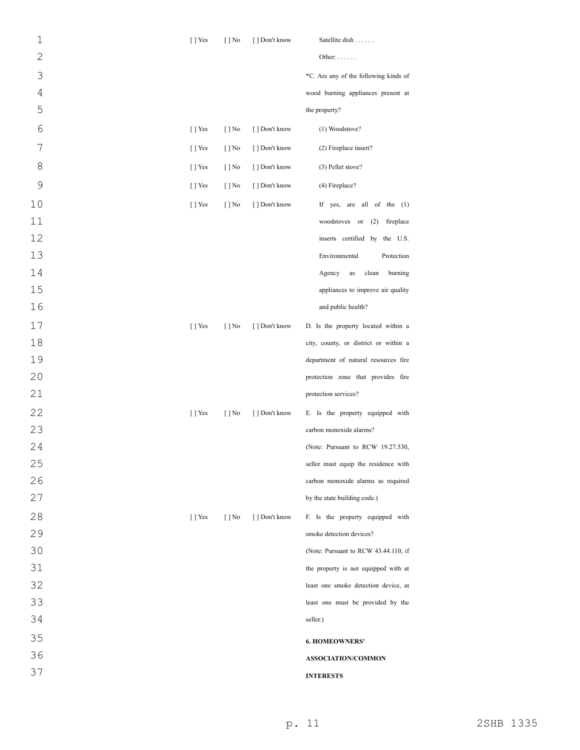[ ] Yes [ ] No [ ] Don't know Satellite dish . . . . . .

Other: . . . . . .

*C. Are any of the following kinds of wood burning appliances present at the property?

[ ] Yes [ ] No [ ] Don't know (1) Woodstove?

[ ] Yes [ ] No [ ] Don't know (2) Fireplace insert?

[ ] Yes [ ] No [ ] Don't know (3) Pellet stove?

[ ] Yes [ ] No [ ] Don't know (4) Fireplace?

[ ] Yes [ ] No [ ] Don't know If yes, are all of the (1) woodstoves or (2) fireplace inserts certified by the U.S. Environmental Protection Agency as clean burning appliances to improve air quality and public health?

[ ] Yes [ ] No [ ] Don't know D. Is the property located within a city, county, or district or within a department of natural resources fire protection zone that provides fire protection services?

[ ] Yes [ ] No [ ] Don't know E. Is the property equipped with carbon monoxide alarms?

(Note: Pursuant to RCW 19.27.530, seller must equip the residence with carbon monoxide alarms as required by the state building code.)

[ ] Yes [ ] No [ ] Don't know F. Is the property equipped with smoke detection devices?

(Note: Pursuant to RCW 43.44.110, if the property is not equipped with at least one smoke detection device, at least one must be provided by the seller.)

**6. HOMEOWNERS' ASSOCIATION/COMMON INTERESTS**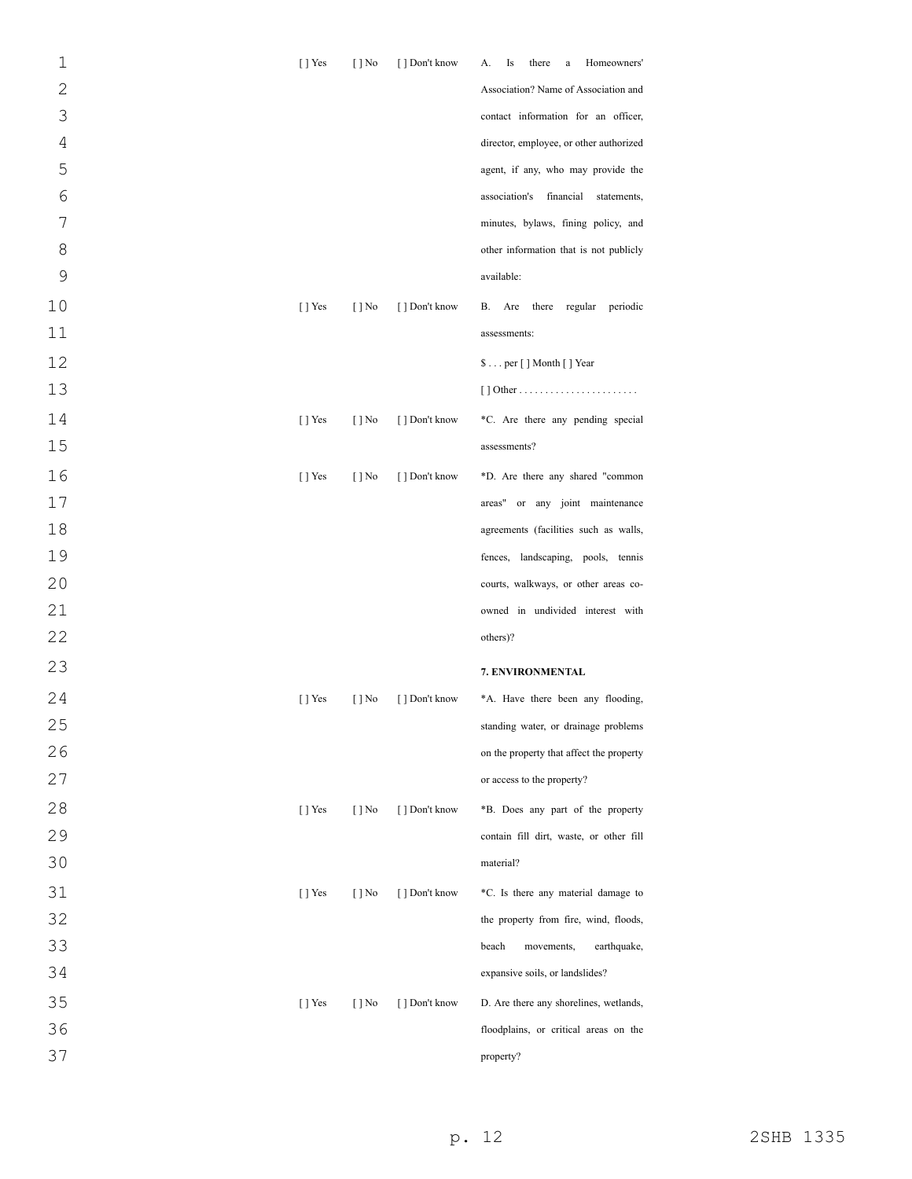| | | | |
|---|---|---|---|
| [ ] Yes | [ ] No | [ ] Don't know | A. Is there a Homeowners' Association? Name of Association and contact information for an officer, director, employee, or other authorized agent, if any, who may provide the association's financial statements, minutes, bylaws, fining policy, and other information that is not publicly available: |
| [ ] Yes | [ ] No | [ ] Don't know | B. Are there regular periodic assessments:<br>$ . . . per [ ] Month [ ] Year<br>[ ] Other . . . . . . . . . . . . . . . . . . . . . . . |
| [ ] Yes | [ ] No | [ ] Don't know | *C. Are there any pending special assessments? |
| [ ] Yes | [ ] No | [ ] Don't know | *D. Are there any shared "common areas" or any joint maintenance agreements (facilities such as walls, fences, landscaping, pools, tennis courts, walkways, or other areas co-owned in undivided interest with others)? |
| | | | **7. ENVIRONMENTAL** |
| [ ] Yes | [ ] No | [ ] Don't know | *A. Have there been any flooding, standing water, or drainage problems on the property that affect the property or access to the property? |
| [ ] Yes | [ ] No | [ ] Don't know | *B. Does any part of the property contain fill dirt, waste, or other fill material? |
| [ ] Yes | [ ] No | [ ] Don't know | *C. Is there any material damage to the property from fire, wind, floods, beach movements, earthquake, expansive soils, or landslides? |
| [ ] Yes | [ ] No | [ ] Don't know | D. Are there any shorelines, wetlands, floodplains, or critical areas on the property? |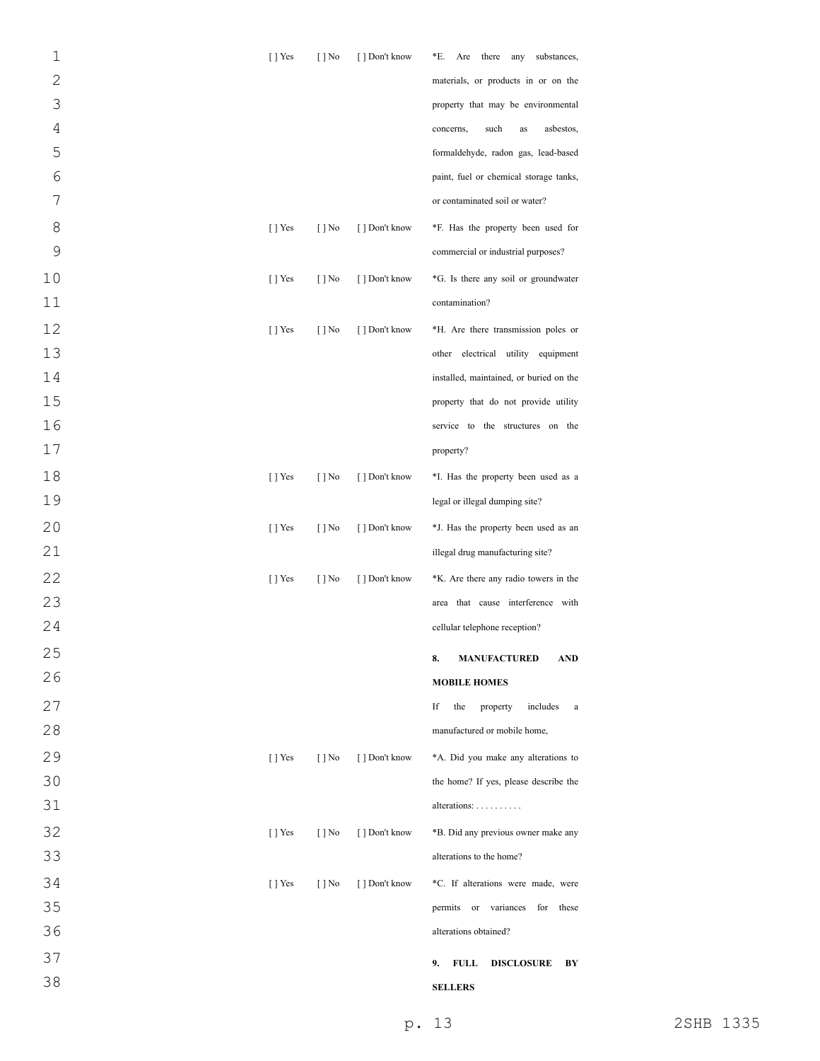| | | | |
|---|---|---|---|
| [ ] Yes | [ ] No | [ ] Don't know | *E. Are there any substances, materials, or products in or on the property that may be environmental concerns, such as asbestos, formaldehyde, radon gas, lead-based paint, fuel or chemical storage tanks, or contaminated soil or water? |
| [ ] Yes | [ ] No | [ ] Don't know | *F. Has the property been used for commercial or industrial purposes? |
| [ ] Yes | [ ] No | [ ] Don't know | *G. Is there any soil or groundwater contamination? |
| [ ] Yes | [ ] No | [ ] Don't know | *H. Are there transmission poles or other electrical utility equipment installed, maintained, or buried on the property that do not provide utility service to the structures on the property? |
| [ ] Yes | [ ] No | [ ] Don't know | *I. Has the property been used as a legal or illegal dumping site? |
| [ ] Yes | [ ] No | [ ] Don't know | *J. Has the property been used as an illegal drug manufacturing site? |
| [ ] Yes | [ ] No | [ ] Don't know | *K. Are there any radio towers in the area that cause interference with cellular telephone reception? |
| | | | **8. MANUFACTURED AND MOBILE HOMES** |
| | | | If the property includes a manufactured or mobile home, |
| [ ] Yes | [ ] No | [ ] Don't know | *A. Did you make any alterations to the home? If yes, please describe the alterations: . . . . . . . . . . |
| [ ] Yes | [ ] No | [ ] Don't know | *B. Did any previous owner make any alterations to the home? |
| [ ] Yes | [ ] No | [ ] Don't know | *C. If alterations were made, were permits or variances for these alterations obtained? |
| | | | **9. FULL DISCLOSURE BY SELLERS** |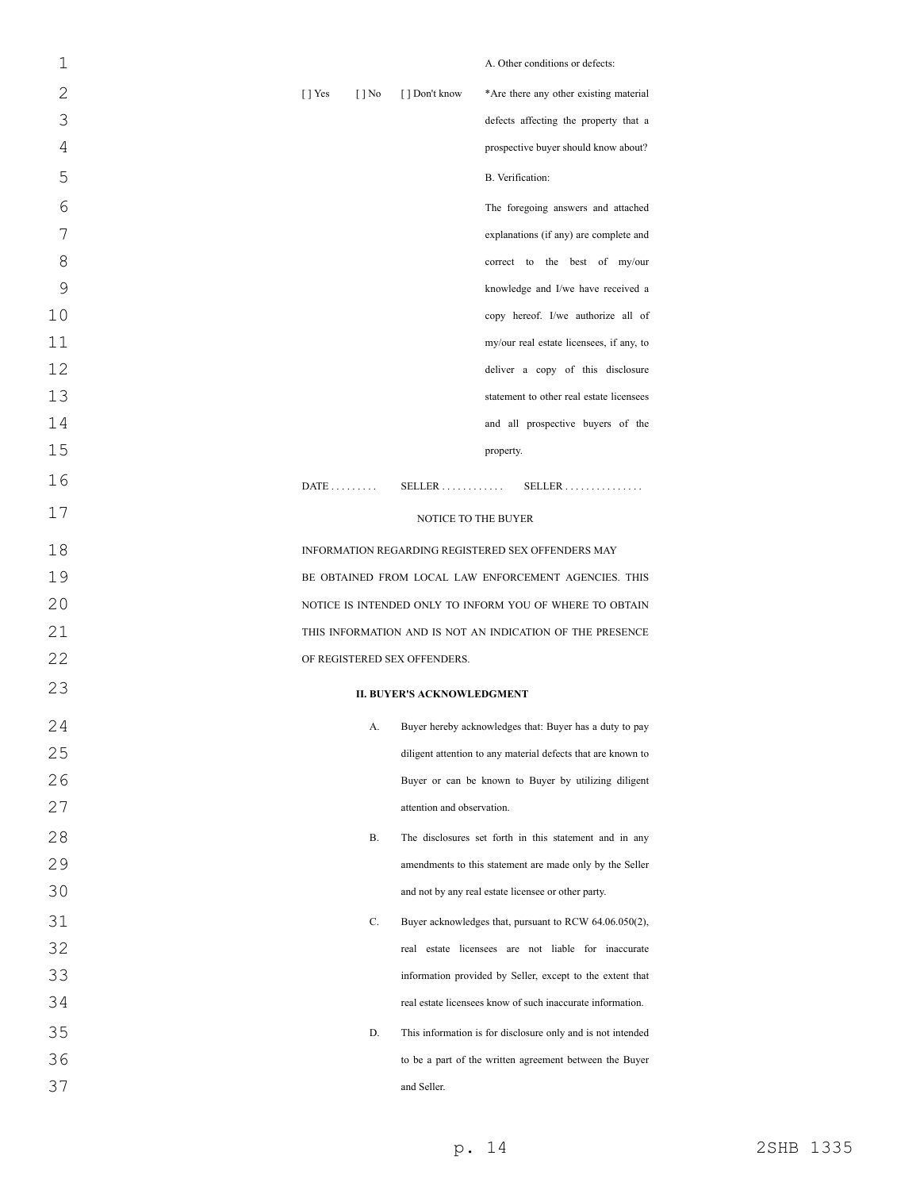A. Other conditions or defects:

[ ] Yes [ ] No [ ] Don't know *Are there any other existing material defects affecting the property that a prospective buyer should know about?

B. Verification:

The foregoing answers and attached explanations (if any) are complete and correct to the best of my/our knowledge and I/we have received a copy hereof. I/we authorize all of my/our real estate licensees, if any, to deliver a copy of this disclosure statement to other real estate licensees and all prospective buyers of the property.

DATE . . . . . . . . . SELLER . . . . . . . . . . . . SELLER . . . . . . . . . . . . . . .

NOTICE TO THE BUYER

INFORMATION REGARDING REGISTERED SEX OFFENDERS MAY BE OBTAINED FROM LOCAL LAW ENFORCEMENT AGENCIES. THIS NOTICE IS INTENDED ONLY TO INFORM YOU OF WHERE TO OBTAIN THIS INFORMATION AND IS NOT AN INDICATION OF THE PRESENCE OF REGISTERED SEX OFFENDERS.

**II. BUYER'S ACKNOWLEDGMENT**

A. Buyer hereby acknowledges that: Buyer has a duty to pay diligent attention to any material defects that are known to Buyer or can be known to Buyer by utilizing diligent attention and observation.

B. The disclosures set forth in this statement and in any amendments to this statement are made only by the Seller and not by any real estate licensee or other party.

C. Buyer acknowledges that, pursuant to RCW 64.06.050(2), real estate licensees are not liable for inaccurate information provided by Seller, except to the extent that real estate licensees know of such inaccurate information.

D. This information is for disclosure only and is not intended to be a part of the written agreement between the Buyer and Seller.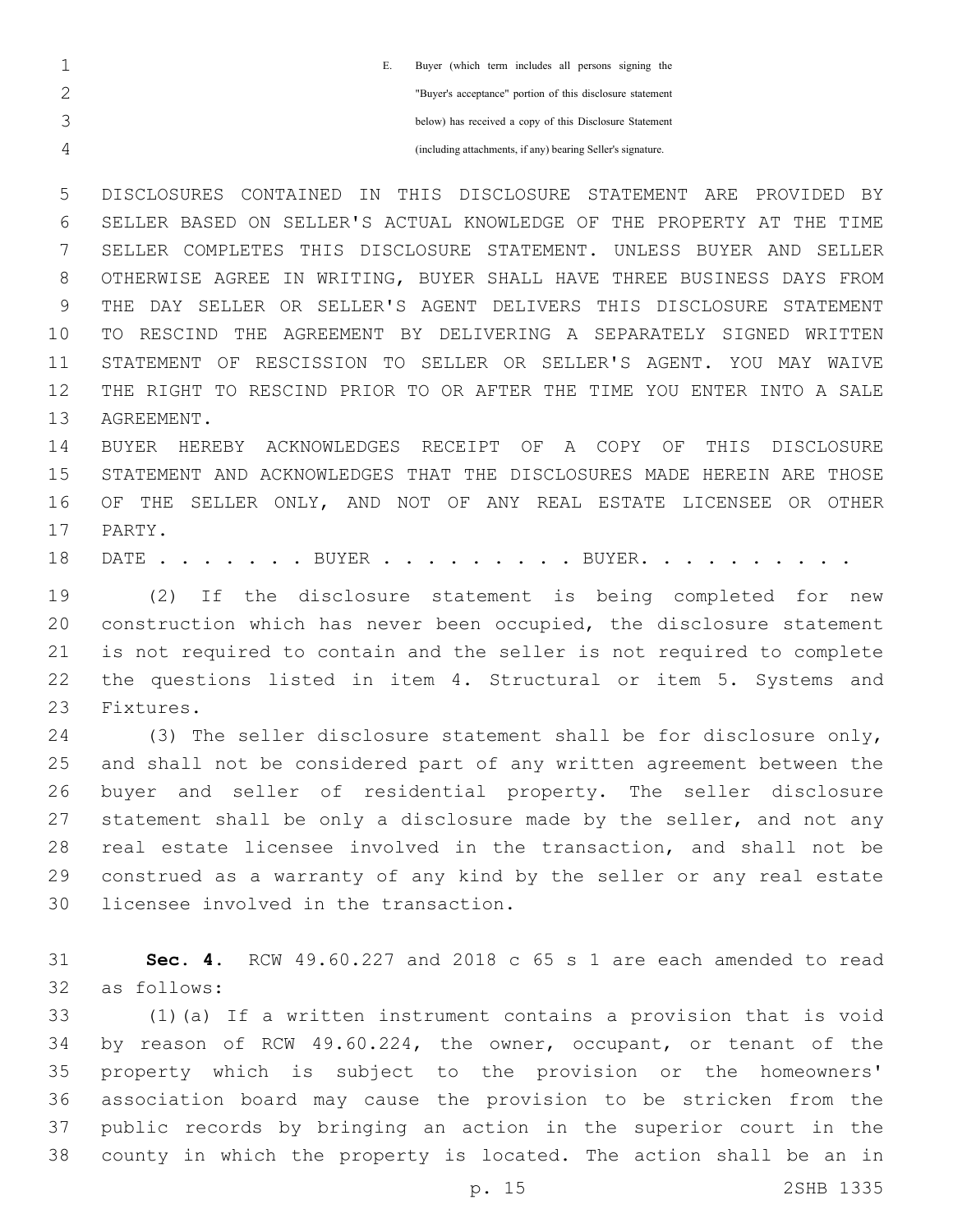E. Buyer (which term includes all persons signing the "Buyer's acceptance" portion of this disclosure statement below) has received a copy of this Disclosure Statement (including attachments, if any) bearing Seller's signature.

DISCLOSURES CONTAINED IN THIS DISCLOSURE STATEMENT ARE PROVIDED BY SELLER BASED ON SELLER'S ACTUAL KNOWLEDGE OF THE PROPERTY AT THE TIME SELLER COMPLETES THIS DISCLOSURE STATEMENT. UNLESS BUYER AND SELLER OTHERWISE AGREE IN WRITING, BUYER SHALL HAVE THREE BUSINESS DAYS FROM THE DAY SELLER OR SELLER'S AGENT DELIVERS THIS DISCLOSURE STATEMENT TO RESCIND THE AGREEMENT BY DELIVERING A SEPARATELY SIGNED WRITTEN STATEMENT OF RESCISSION TO SELLER OR SELLER'S AGENT. YOU MAY WAIVE THE RIGHT TO RESCIND PRIOR TO OR AFTER THE TIME YOU ENTER INTO A SALE AGREEMENT.

BUYER HEREBY ACKNOWLEDGES RECEIPT OF A COPY OF THIS DISCLOSURE STATEMENT AND ACKNOWLEDGES THAT THE DISCLOSURES MADE HEREIN ARE THOSE OF THE SELLER ONLY, AND NOT OF ANY REAL ESTATE LICENSEE OR OTHER PARTY.

DATE . . . . . . . BUYER . . . . . . . . . BUYER. . . . . . . . . .

(2) If the disclosure statement is being completed for new construction which has never been occupied, the disclosure statement is not required to contain and the seller is not required to complete the questions listed in item 4. Structural or item 5. Systems and Fixtures.

(3) The seller disclosure statement shall be for disclosure only, and shall not be considered part of any written agreement between the buyer and seller of residential property. The seller disclosure statement shall be only a disclosure made by the seller, and not any real estate licensee involved in the transaction, and shall not be construed as a warranty of any kind by the seller or any real estate licensee involved in the transaction.

**Sec. 4.** RCW 49.60.227 and 2018 c 65 s 1 are each amended to read as follows:

(1)(a) If a written instrument contains a provision that is void by reason of RCW 49.60.224, the owner, occupant, or tenant of the property which is subject to the provision or the homeowners' association board may cause the provision to be stricken from the public records by bringing an action in the superior court in the county in which the property is located. The action shall be an in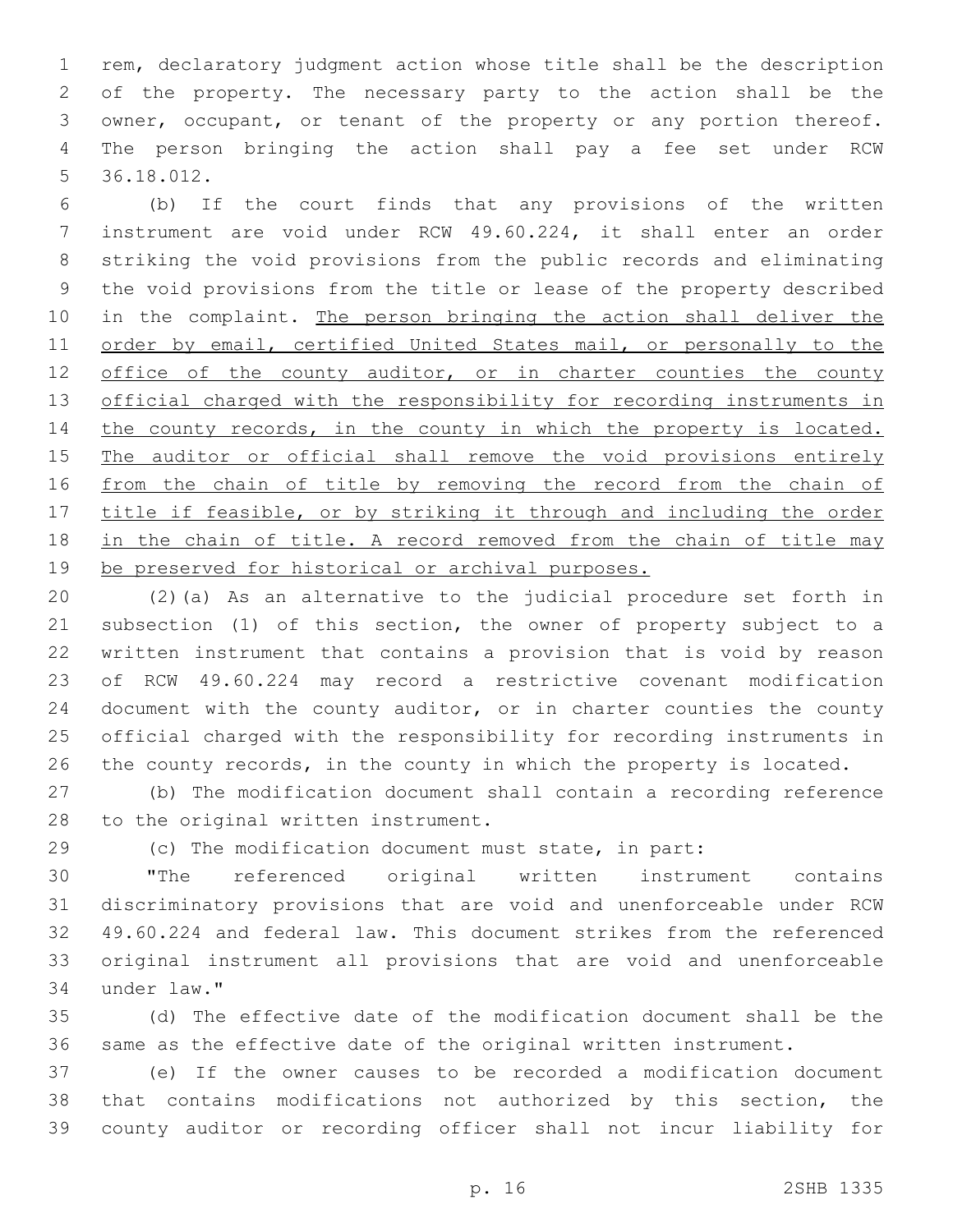rem, declaratory judgment action whose title shall be the description of the property. The necessary party to the action shall be the owner, occupant, or tenant of the property or any portion thereof. The person bringing the action shall pay a fee set under RCW 36.18.012.

(b) If the court finds that any provisions of the written instrument are void under RCW 49.60.224, it shall enter an order striking the void provisions from the public records and eliminating the void provisions from the title or lease of the property described in the complaint. <u>The person bringing the action shall deliver the order by email, certified United States mail, or personally to the office of the county auditor, or in charter counties the county official charged with the responsibility for recording instruments in the county records, in the county in which the property is located. The auditor or official shall remove the void provisions entirely from the chain of title by removing the record from the chain of title if feasible, or by striking it through and including the order in the chain of title. A record removed from the chain of title may be preserved for historical or archival purposes.</u>

(2)(a) As an alternative to the judicial procedure set forth in subsection (1) of this section, the owner of property subject to a written instrument that contains a provision that is void by reason of RCW 49.60.224 may record a restrictive covenant modification document with the county auditor, or in charter counties the county official charged with the responsibility for recording instruments in the county records, in the county in which the property is located.

(b) The modification document shall contain a recording reference to the original written instrument.

(c) The modification document must state, in part:

"The referenced original written instrument contains discriminatory provisions that are void and unenforceable under RCW 49.60.224 and federal law. This document strikes from the referenced original instrument all provisions that are void and unenforceable under law."

(d) The effective date of the modification document shall be the same as the effective date of the original written instrument.

(e) If the owner causes to be recorded a modification document that contains modifications not authorized by this section, the county auditor or recording officer shall not incur liability for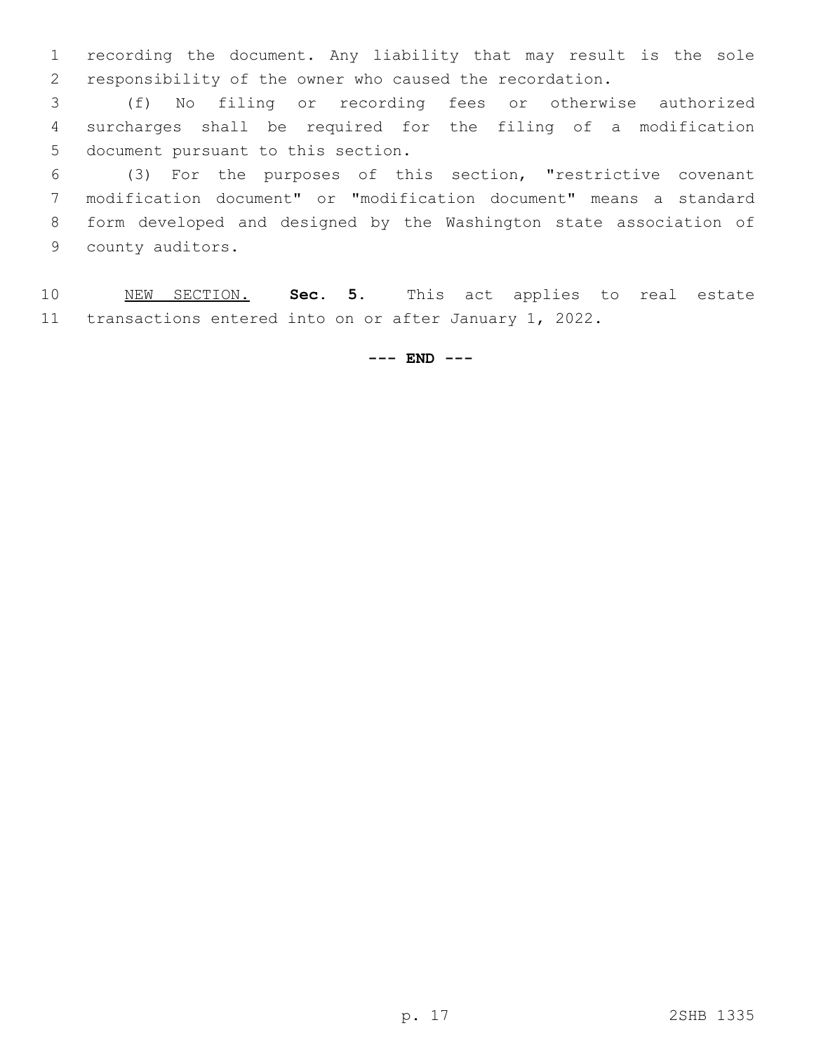recording the document. Any liability that may result is the sole responsibility of the owner who caused the recordation.

(f) No filing or recording fees or otherwise authorized surcharges shall be required for the filing of a modification document pursuant to this section.

(3) For the purposes of this section, "restrictive covenant modification document" or "modification document" means a standard form developed and designed by the Washington state association of county auditors.

NEW SECTION. **Sec. 5.** This act applies to real estate transactions entered into on or after January 1, 2022.

**--- END ---**